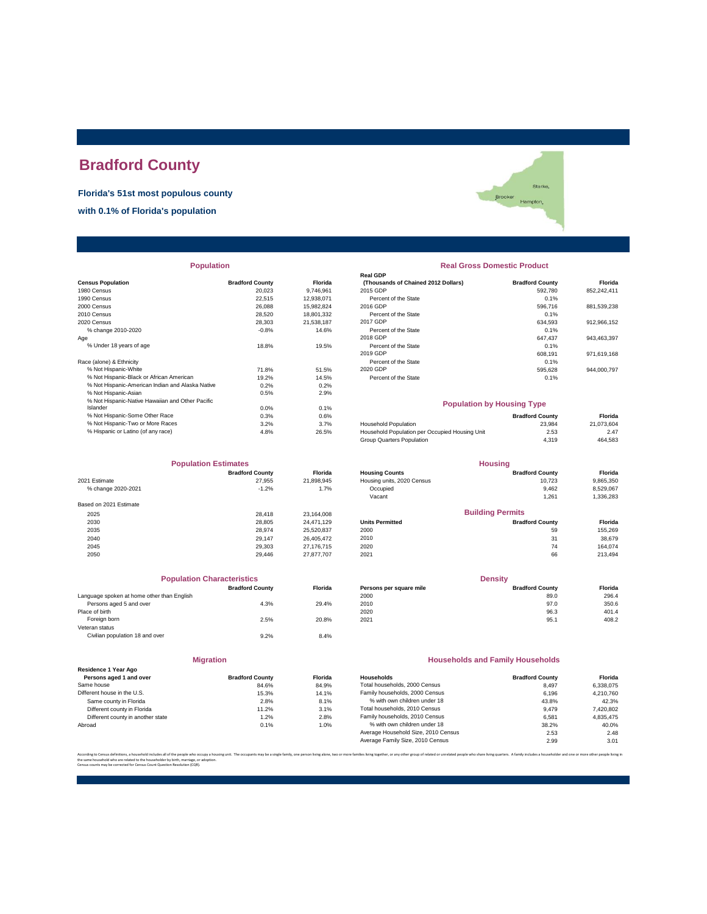# Bradford County

**Florida's 51st most populous county**

**with 0.1% of Florida's population**

## Population

| Census Population | Bradford County | Florida |
|---|---|---|
| 1980 Census | 20,023 | 9,746,961 |
| 1990 Census | 22,515 | 12,938,071 |
| 2000 Census | 26,088 | 15,982,824 |
| 2010 Census | 28,520 | 18,801,332 |
| 2020 Census | 28,303 | 21,538,187 |
| % change 2010-2020 | -0.8% | 14.6% |
| Age | | |
| % Under 18 years of age | 18.8% | 19.5% |
| Race (alone) & Ethnicity | | |
| % Not Hispanic-White | 71.8% | 51.5% |
| % Not Hispanic-Black or African American | 19.2% | 14.5% |
| % Not Hispanic-American Indian and Alaska Native | 0.2% | 0.2% |
| % Not Hispanic-Asian | 0.5% | 2.9% |
| % Not Hispanic-Native Hawaiian and Other Pacific Islander | 0.0% | 0.1% |
| % Not Hispanic-Some Other Race | 0.3% | 0.6% |
| % Not Hispanic-Two or More Races | 3.2% | 3.7% |
| % Hispanic or Latino (of any race) | 4.8% | 26.5% |

## Real Gross Domestic Product

| Real GDP (Thousands of Chained 2012 Dollars) | Bradford County | Florida |
|---|---|---|
| 2015 GDP | 592,780 | 852,242,411 |
| Percent of the State | 0.1% | |
| 2016 GDP | 596,716 | 881,539,238 |
| Percent of the State | 0.1% | |
| 2017 GDP | 634,593 | 912,966,152 |
| Percent of the State | 0.1% | |
| 2018 GDP | 647,437 | 943,463,397 |
| Percent of the State | 0.1% | |
| 2019 GDP | 608,191 | 971,619,168 |
| Percent of the State | 0.1% | |
| 2020 GDP | 595,628 | 944,000,797 |
| Percent of the State | 0.1% | |

## Population by Housing Type

| | Bradford County | Florida |
|---|---|---|
| Household Population | 23,984 | 21,073,604 |
| Household Population per Occupied Housing Unit | 2.53 | 2.47 |
| Group Quarters Population | 4,319 | 464,583 |

## Population Estimates

| | Bradford County | Florida |
|---|---|---|
| 2021 Estimate | 27,955 | 21,898,945 |
| % change 2020-2021 | -1.2% | 1.7% |
| Based on 2021 Estimate | | |
| 2025 | 28,418 | 23,164,008 |
| 2030 | 28,805 | 24,471,129 |
| 2035 | 28,974 | 25,520,837 |
| 2040 | 29,147 | 26,405,472 |
| 2045 | 29,303 | 27,176,715 |
| 2050 | 29,446 | 27,877,707 |

## Housing

| Housing Counts | Bradford County | Florida |
|---|---|---|
| Housing units, 2020 Census | 10,723 | 9,865,350 |
| Occupied | 9,462 | 8,529,067 |
| Vacant | 1,261 | 1,336,283 |

## Building Permits

| Units Permitted | Bradford County | Florida |
|---|---|---|
| 2000 | 59 | 155,269 |
| 2010 | 31 | 38,679 |
| 2020 | 74 | 164,074 |
| 2021 | 66 | 213,494 |

## Population Characteristics

| | Bradford County | Florida |
|---|---|---|
| Language spoken at home other than English | | |
| Persons aged 5 and over | 4.3% | 29.4% |
| Place of birth | | |
| Foreign born | 2.5% | 20.8% |
| Veteran status | | |
| Civilian population 18 and over | 9.2% | 8.4% |

## Density

| Persons per square mile | Bradford County | Florida |
|---|---|---|
| 2000 | 89.0 | 296.4 |
| 2010 | 97.0 | 350.6 |
| 2020 | 96.3 | 401.4 |
| 2021 | 95.1 | 408.2 |

## Migration

| Residence 1 Year Ago<br>Persons aged 1 and over | Bradford County | Florida |
|---|---|---|
| Same house | 84.6% | 84.9% |
| Different house in the U.S. | 15.3% | 14.1% |
| Same county in Florida | 2.8% | 8.1% |
| Different county in Florida | 11.2% | 3.1% |
| Different county in another state | 1.2% | 2.8% |
| Abroad | 0.1% | 1.0% |

## Households and Family Households

| Households | Bradford County | Florida |
|---|---|---|
| Total households, 2000 Census | 8,497 | 6,338,075 |
| Family households, 2000 Census | 6,196 | 4,210,760 |
| % with own children under 18 | 43.8% | 42.3% |
| Total households, 2010 Census | 9,479 | 7,420,802 |
| Family households, 2010 Census | 6,581 | 4,835,475 |
| % with own children under 18 | 38.2% | 40.0% |
| Average Household Size, 2010 Census | 2.53 | 2.48 |
| Average Family Size, 2010 Census | 2.99 | 3.01 |

According to Census definitions, a household includes all of the people who occupy a housing unit. The occupants may be a single family, one person living alone, two or more families living together, or any other group of related or unrelated people who share living quarters. A family includes a householder and one or more other people living in the same household who are related to the householder by birth, marriage, or adoption.
Census counts may be corrected for Census Count Question Resolution (CQR).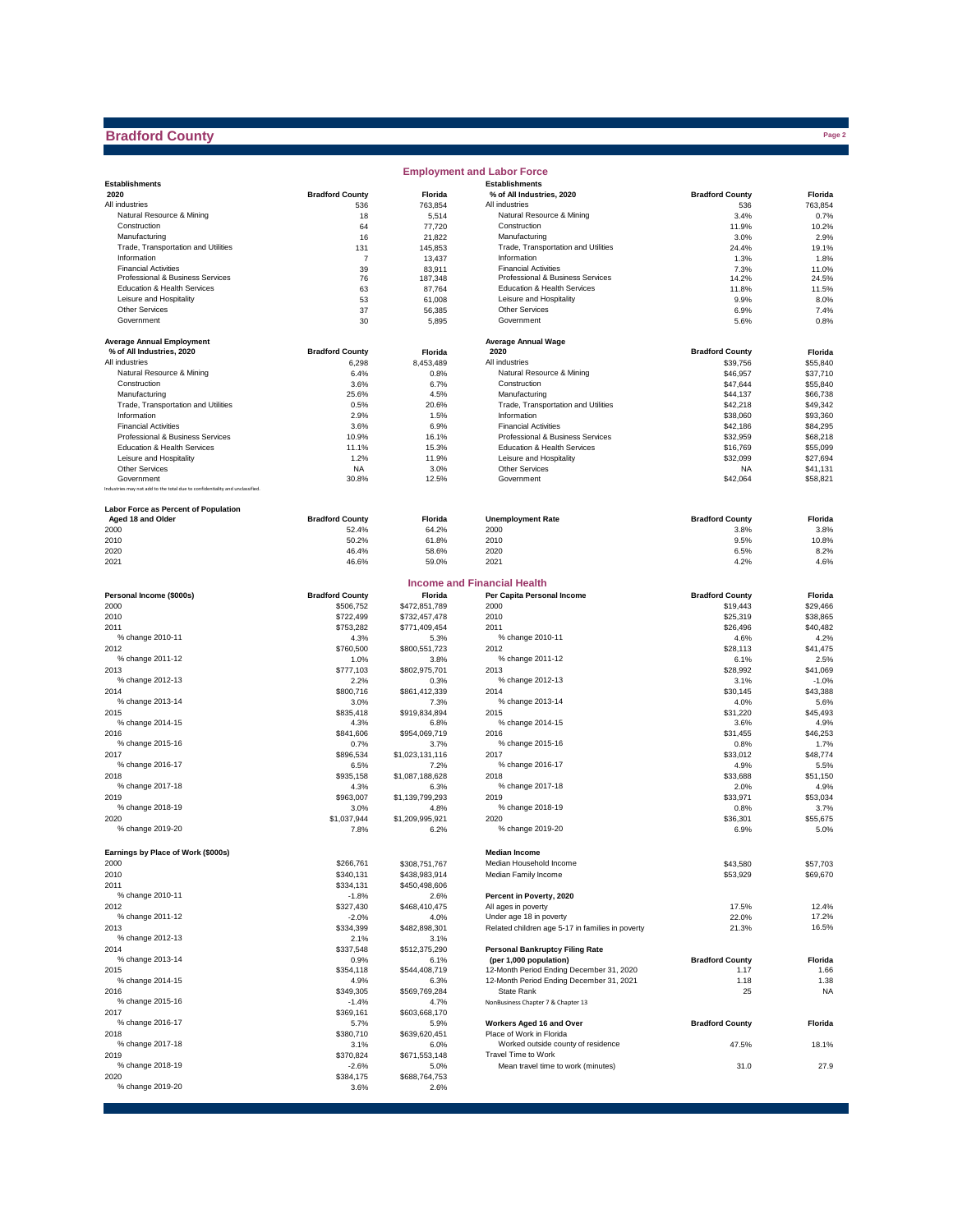# Bradford County

## Employment and Labor Force

| Establishments 2020 | Bradford County | Florida |
|---|---|---|
| All industries | 536 | 763,854 |
| Natural Resource & Mining | 18 | 5,514 |
| Construction | 64 | 77,720 |
| Manufacturing | 16 | 21,822 |
| Trade, Transportation and Utilities | 131 | 145,853 |
| Information | 7 | 13,437 |
| Financial Activities | 39 | 83,911 |
| Professional & Business Services | 76 | 187,348 |
| Education & Health Services | 63 | 87,764 |
| Leisure and Hospitality | 53 | 61,008 |
| Other Services | 37 | 56,385 |
| Government | 30 | 5,895 |

| Establishments % of All Industries, 2020 | Bradford County | Florida |
|---|---|---|
| All industries | 536 | 763,854 |
| Natural Resource & Mining | 3.4% | 0.7% |
| Construction | 11.9% | 10.2% |
| Manufacturing | 3.0% | 2.9% |
| Trade, Transportation and Utilities | 24.4% | 19.1% |
| Information | 1.3% | 1.8% |
| Financial Activities | 7.3% | 11.0% |
| Professional & Business Services | 14.2% | 24.5% |
| Education & Health Services | 11.8% | 11.5% |
| Leisure and Hospitality | 9.9% | 8.0% |
| Other Services | 6.9% | 7.4% |
| Government | 5.6% | 0.8% |

| Average Annual Employment % of All Industries, 2020 | Bradford County | Florida |
|---|---|---|
| All industries | 6,298 | 8,453,489 |
| Natural Resource & Mining | 6.4% | 0.8% |
| Construction | 3.6% | 6.7% |
| Manufacturing | 25.6% | 4.5% |
| Trade, Transportation and Utilities | 0.5% | 20.6% |
| Information | 2.9% | 1.5% |
| Financial Activities | 3.6% | 6.9% |
| Professional & Business Services | 10.9% | 16.1% |
| Education & Health Services | 11.1% | 15.3% |
| Leisure and Hospitality | 1.2% | 11.9% |
| Other Services | NA | 3.0% |
| Government | 30.8% | 12.5% |

Industries may not add to the total due to confidentiality and unclassified.

| Average Annual Wage 2020 | Bradford County | Florida |
|---|---|---|
| All industries | $39,756 | $55,840 |
| Natural Resource & Mining | $46,957 | $37,710 |
| Construction | $47,644 | $55,840 |
| Manufacturing | $44,137 | $66,738 |
| Trade, Transportation and Utilities | $42,218 | $49,342 |
| Information | $38,060 | $93,360 |
| Financial Activities | $42,186 | $84,295 |
| Professional & Business Services | $32,959 | $68,218 |
| Education & Health Services | $16,769 | $55,099 |
| Leisure and Hospitality | $32,099 | $27,694 |
| Other Services | NA | $41,131 |
| Government | $42,064 | $58,821 |

| Labor Force as Percent of Population Aged 18 and Older | Bradford County | Florida |
|---|---|---|
| 2000 | 52.4% | 64.2% |
| 2010 | 50.2% | 61.8% |
| 2020 | 46.4% | 58.6% |
| 2021 | 46.6% | 59.0% |

| Unemployment Rate | Bradford County | Florida |
|---|---|---|
| 2000 | 3.8% | 3.8% |
| 2010 | 9.5% | 10.8% |
| 2020 | 6.5% | 8.2% |
| 2021 | 4.2% | 4.6% |

## Income and Financial Health

| Personal Income ($000s) | Bradford County | Florida |
|---|---|---|
| 2000 | $506,752 | $472,851,789 |
| 2010 | $722,499 | $732,457,478 |
| 2011 | $753,282 | $771,409,454 |
| % change 2010-11 | 4.3% | 5.3% |
| 2012 | $760,500 | $800,551,723 |
| % change 2011-12 | 1.0% | 3.8% |
| 2013 | $777,103 | $802,975,701 |
| % change 2012-13 | 2.2% | 0.3% |
| 2014 | $800,716 | $861,412,339 |
| % change 2013-14 | 3.0% | 7.3% |
| 2015 | $835,418 | $919,834,894 |
| % change 2014-15 | 4.3% | 6.8% |
| 2016 | $841,606 | $954,069,719 |
| % change 2015-16 | 0.7% | 3.7% |
| 2017 | $896,534 | $1,023,131,116 |
| % change 2016-17 | 6.5% | 7.2% |
| 2018 | $935,158 | $1,087,188,628 |
| % change 2017-18 | 4.3% | 6.3% |
| 2019 | $963,007 | $1,139,799,293 |
| % change 2018-19 | 3.0% | 4.8% |
| 2020 | $1,037,944 | $1,209,995,921 |
| % change 2019-20 | 7.8% | 6.2% |

| Per Capita Personal Income | Bradford County | Florida |
|---|---|---|
| 2000 | $19,443 | $29,466 |
| 2010 | $25,319 | $38,865 |
| 2011 | $26,496 | $40,482 |
| % change 2010-11 | 4.6% | 4.2% |
| 2012 | $28,113 | $41,475 |
| % change 2011-12 | 6.1% | 2.5% |
| 2013 | $28,992 | $41,069 |
| % change 2012-13 | 3.1% | -1.0% |
| 2014 | $30,145 | $43,388 |
| % change 2013-14 | 4.0% | 5.6% |
| 2015 | $31,220 | $45,493 |
| % change 2014-15 | 3.6% | 4.9% |
| 2016 | $31,455 | $46,253 |
| % change 2015-16 | 0.8% | 1.7% |
| 2017 | $33,012 | $48,774 |
| % change 2016-17 | 4.9% | 5.5% |
| 2018 | $33,688 | $51,150 |
| % change 2017-18 | 2.0% | 4.9% |
| 2019 | $33,971 | $53,034 |
| % change 2018-19 | 0.8% | 3.7% |
| 2020 | $36,301 | $55,675 |
| % change 2019-20 | 6.9% | 5.0% |

| Earnings by Place of Work ($000s) | Bradford County | Florida |
|---|---|---|
| 2000 | $266,761 | $308,751,767 |
| 2010 | $340,131 | $438,983,914 |
| 2011 | $334,131 | $450,498,606 |
| % change 2010-11 | -1.8% | 2.6% |
| 2012 | $327,430 | $468,410,475 |
| % change 2011-12 | -2.0% | 4.0% |
| 2013 | $334,399 | $482,898,301 |
| % change 2012-13 | 2.1% | 3.1% |
| 2014 | $337,548 | $512,375,290 |
| % change 2013-14 | 0.9% | 6.1% |
| 2015 | $354,118 | $544,408,719 |
| % change 2014-15 | 4.9% | 6.3% |
| 2016 | $349,305 | $569,769,284 |
| % change 2015-16 | -1.4% | 4.7% |
| 2017 | $369,161 | $603,668,170 |
| % change 2016-17 | 5.7% | 5.9% |
| 2018 | $380,710 | $639,620,451 |
| % change 2017-18 | 3.1% | 6.0% |
| 2019 | $370,824 | $671,553,148 |
| % change 2018-19 | -2.6% | 5.0% |
| 2020 | $384,175 | $688,764,753 |
| % change 2019-20 | 3.6% | 2.6% |

| Median Income | Bradford County | Florida |
|---|---|---|
| Median Household Income | $43,580 | $57,703 |
| Median Family Income | $53,929 | $69,670 |

| Percent in Poverty, 2020 | Bradford County | Florida |
|---|---|---|
| All ages in poverty | 17.5% | 12.4% |
| Under age 18 in poverty | 22.0% | 17.2% |
| Related children age 5-17 in families in poverty | 21.3% | 16.5% |

| Personal Bankruptcy Filing Rate (per 1,000 population) | Bradford County | Florida |
|---|---|---|
| 12-Month Period Ending December 31, 2020 | 1.17 | 1.66 |
| 12-Month Period Ending December 31, 2021 | 1.18 | 1.38 |
| State Rank | 25 | NA |

NonBusiness Chapter 7 & Chapter 13

| Workers Aged 16 and Over | Bradford County | Florida |
|---|---|---|
| Place of Work in Florida | | |
| Worked outside county of residence | 47.5% | 18.1% |
| Travel Time to Work | | |
| Mean travel time to work (minutes) | 31.0 | 27.9 |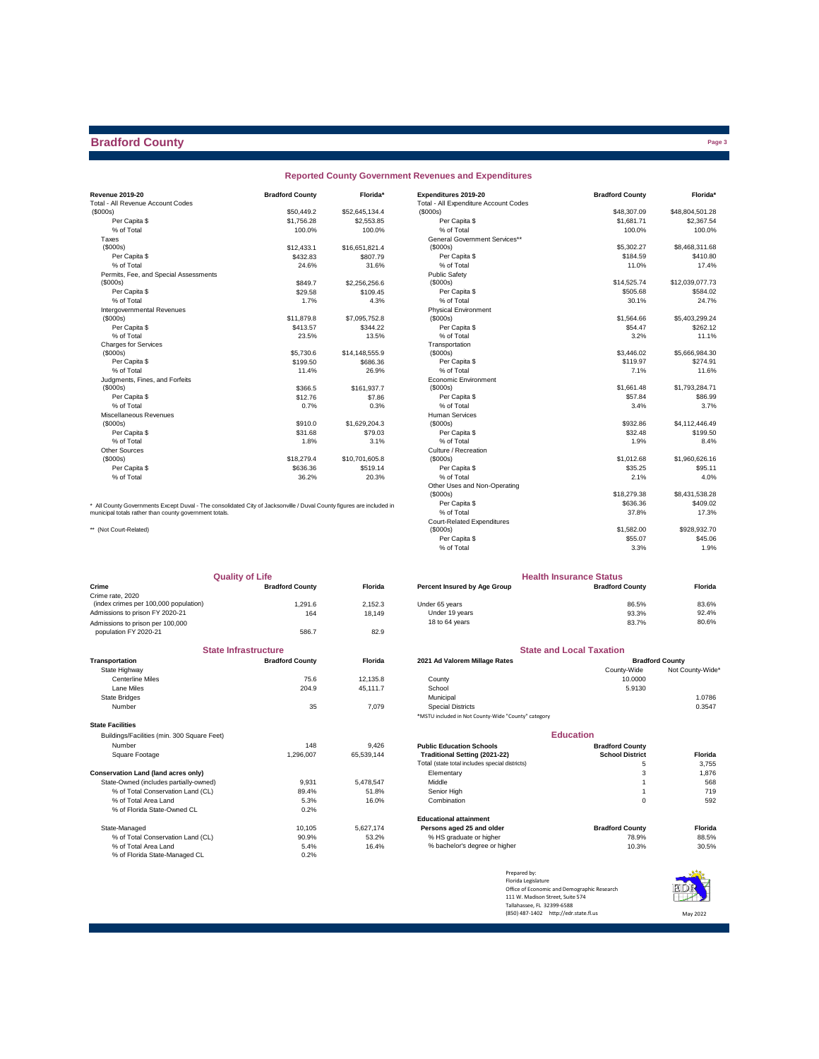# Bradford County

## Reported County Government Revenues and Expenditures

| Revenue 2019-20 | Bradford County | Florida* |
|---|---|---|
| Total - All Revenue Account Codes | | |
| ($000s) | $50,449.2 | $52,645,134.4 |
| Per Capita $ | $1,756.28 | $2,553.85 |
| % of Total | 100.0% | 100.0% |
| Taxes | | |
| ($000s) | $12,433.1 | $16,651,821.4 |
| Per Capita $ | $432.83 | $807.79 |
| % of Total | 24.6% | 31.6% |
| Permits, Fee, and Special Assessments | | |
| ($000s) | $849.7 | $2,256,256.6 |
| Per Capita $ | $29.58 | $109.45 |
| % of Total | 1.7% | 4.3% |
| Intergovernmental Revenues | | |
| ($000s) | $11,879.8 | $7,095,752.8 |
| Per Capita $ | $413.57 | $344.22 |
| % of Total | 23.5% | 13.5% |
| Charges for Services | | |
| ($000s) | $5,730.6 | $14,148,555.9 |
| Per Capita $ | $199.50 | $686.36 |
| % of Total | 11.4% | 26.9% |
| Judgments, Fines, and Forfeits | | |
| ($000s) | $366.5 | $161,937.7 |
| Per Capita $ | $12.76 | $7.86 |
| % of Total | 0.7% | 0.3% |
| Miscellaneous Revenues | | |
| ($000s) | $910.0 | $1,629,204.3 |
| Per Capita $ | $31.68 | $79.03 |
| % of Total | 1.8% | 3.1% |
| Other Sources | | |
| ($000s) | $18,279.4 | $10,701,605.8 |
| Per Capita $ | $636.36 | $519.14 |
| % of Total | 36.2% | 20.3% |

\* All County Governments Except Duval - The consolidated City of Jacksonville / Duval County figures are included in municipal totals rather than county government totals.

\** (Not Court-Related)

| Expenditures 2019-20 | Bradford County | Florida* |
|---|---|---|
| Total - All Expenditure Account Codes | | |
| ($000s) | $48,307.09 | $48,804,501.28 |
| Per Capita $ | $1,681.71 | $2,367.54 |
| % of Total | 100.0% | 100.0% |
| General Government Services** | | |
| ($000s) | $5,302.27 | $8,468,311.68 |
| Per Capita $ | $184.59 | $410.80 |
| % of Total | 11.0% | 17.4% |
| Public Safety | | |
| ($000s) | $14,525.74 | $12,039,077.73 |
| Per Capita $ | $505.68 | $584.02 |
| % of Total | 30.1% | 24.7% |
| Physical Environment | | |
| ($000s) | $1,564.66 | $5,403,299.24 |
| Per Capita $ | $54.47 | $262.12 |
| % of Total | 3.2% | 11.1% |
| Transportation | | |
| ($000s) | $3,446.02 | $5,666,984.30 |
| Per Capita $ | $119.97 | $274.91 |
| % of Total | 7.1% | 11.6% |
| Economic Environment | | |
| ($000s) | $1,661.48 | $1,793,284.71 |
| Per Capita $ | $57.84 | $86.99 |
| % of Total | 3.4% | 3.7% |
| Human Services | | |
| ($000s) | $932.86 | $4,112,446.49 |
| Per Capita $ | $32.48 | $199.50 |
| % of Total | 1.9% | 8.4% |
| Culture / Recreation | | |
| ($000s) | $1,012.68 | $1,960,626.16 |
| Per Capita $ | $35.25 | $95.11 |
| % of Total | 2.1% | 4.0% |
| Other Uses and Non-Operating | | |
| ($000s) | $18,279.38 | $8,431,538.28 |
| Per Capita $ | $636.36 | $409.02 |
| % of Total | 37.8% | 17.3% |
| Court-Related Expenditures | | |
| ($000s) | $1,582.00 | $928,932.70 |
| Per Capita $ | $55.07 | $45.06 |
| % of Total | 3.3% | 1.9% |

## Quality of Life

| Crime | Bradford County | Florida |
|---|---|---|
| Crime rate, 2020 (index crimes per 100,000 population) | 1,291.6 | 2,152.3 |
| Admissions to prison FY 2020-21 | 164 | 18,149 |
| Admissions to prison per 100,000 population FY 2020-21 | 586.7 | 82.9 |

## Health Insurance Status

| Percent Insured by Age Group | Bradford County | Florida |
|---|---|---|
| Under 65 years | 86.5% | 83.6% |
| Under 19 years | 93.3% | 92.4% |
| 18 to 64 years | 83.7% | 80.6% |

## State Infrastructure

| Transportation | Bradford County | Florida |
|---|---|---|
| State Highway | | |
| Centerline Miles | 75.6 | 12,135.8 |
| Lane Miles | 204.9 | 45,111.7 |
| State Bridges | | |
| Number | 35 | 7,079 |
| **State Facilities** | | |
| Buildings/Facilities (min. 300 Square Feet) | | |
| Number | 148 | 9,426 |
| Square Footage | 1,296,007 | 65,539,144 |
| **Conservation Land (land acres only)** | | |
| State-Owned (includes partially-owned) | 9,931 | 5,478,547 |
| % of Total Conservation Land (CL) | 89.4% | 51.8% |
| % of Total Area Land | 5.3% | 16.0% |
| % of Florida State-Owned CL | 0.2% | |
| State-Managed | 10,105 | 5,627,174 |
| % of Total Conservation Land (CL) | 90.9% | 53.2% |
| % of Total Area Land | 5.4% | 16.4% |
| % of Florida State-Managed CL | 0.2% | |

## State and Local Taxation

| 2021 Ad Valorem Millage Rates | Bradford County County-Wide | Bradford County Not County-Wide* |
|---|---|---|
| County | 10.0000 | |
| School | 5.9130 | |
| Municipal | | 1.0786 |
| Special Districts | | 0.3547 |

*MSTU included in Not County-Wide "County" category

## Education

| Public Education Schools Traditional Setting (2021-22) | Bradford County School District | Florida |
|---|---|---|
| Total (state total includes special districts) | 5 | 3,755 |
| Elementary | 3 | 1,876 |
| Middle | 1 | 568 |
| Senior High | 1 | 719 |
| Combination | 0 | 592 |

| Educational attainment Persons aged 25 and older | Bradford County | Florida |
|---|---|---|
| % HS graduate or higher | 78.9% | 88.5% |
| % bachelor's degree or higher | 10.3% | 30.5% |

Prepared by:
Florida Legislature
Office of Economic and Demographic Research
111 W. Madison Street, Suite 574
Tallahassee, FL 32399-6588
(850) 487-1402 http://edr.state.fl.us

May 2022